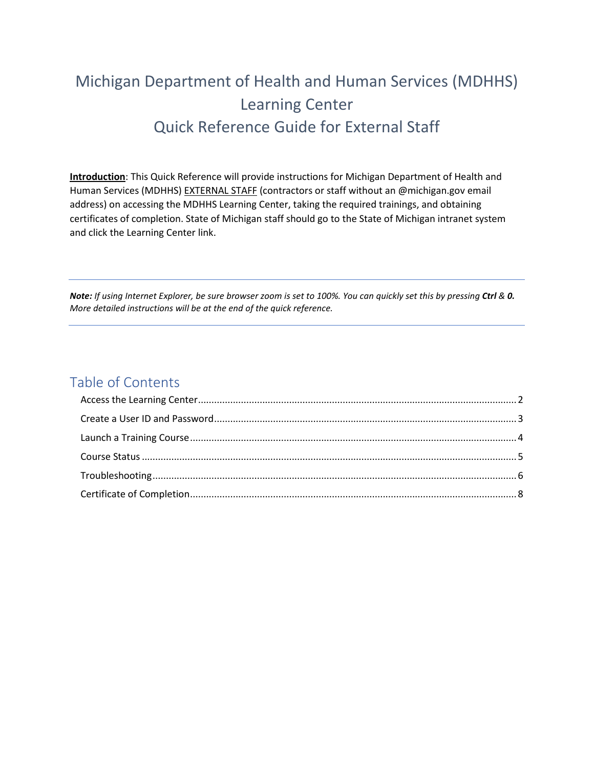# Michigan Department of Health and Human Services (MDHHS) Learning Center Quick Reference Guide for External Staff

**Introduction**: This Quick Reference will provide instructions for Michigan Department of Health and Human Services (MDHHS) EXTERNAL STAFF (contractors or staff without an @michigan.gov email address) on accessing the MDHHS Learning Center, taking the required trainings, and obtaining certificates of completion. State of Michigan staff should go to the State of Michigan intranet system and click the Learning Center link.

---

***Note:*** *If using Internet Explorer, be sure browser zoom is set to 100%. You can quickly set this by pressing* ***Ctrl*** *&* ***0.*** *More detailed instructions will be at the end of the quick reference.*

---

## Table of Contents

- Access the Learning Center ..... 2
- Create a User ID and Password ..... 3
- Launch a Training Course ..... 4
- Course Status ..... 5
- Troubleshooting ..... 6
- Certificate of Completion ..... 8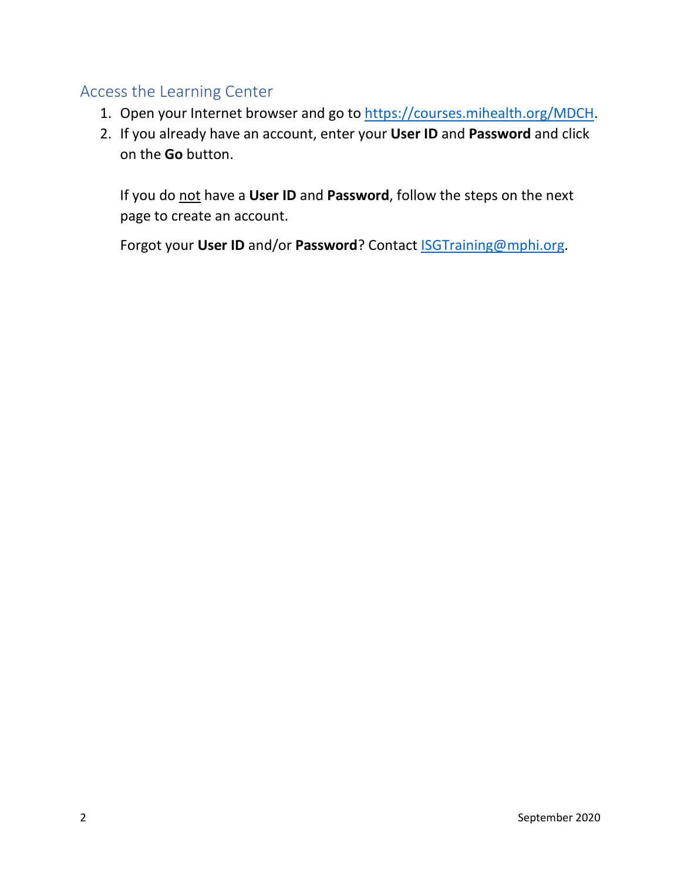## Access the Learning Center

1. Open your Internet browser and go to [https://courses.mihealth.org/MDCH](https://courses.mihealth.org/MDCH).
2. If you already have an account, enter your **User ID** and **Password** and click on the **Go** button.

   If you do not have a **User ID** and **Password**, follow the steps on the next page to create an account.

   Forgot your **User ID** and/or **Password**? Contact [ISGTraining@mphi.org](mailto:ISGTraining@mphi.org).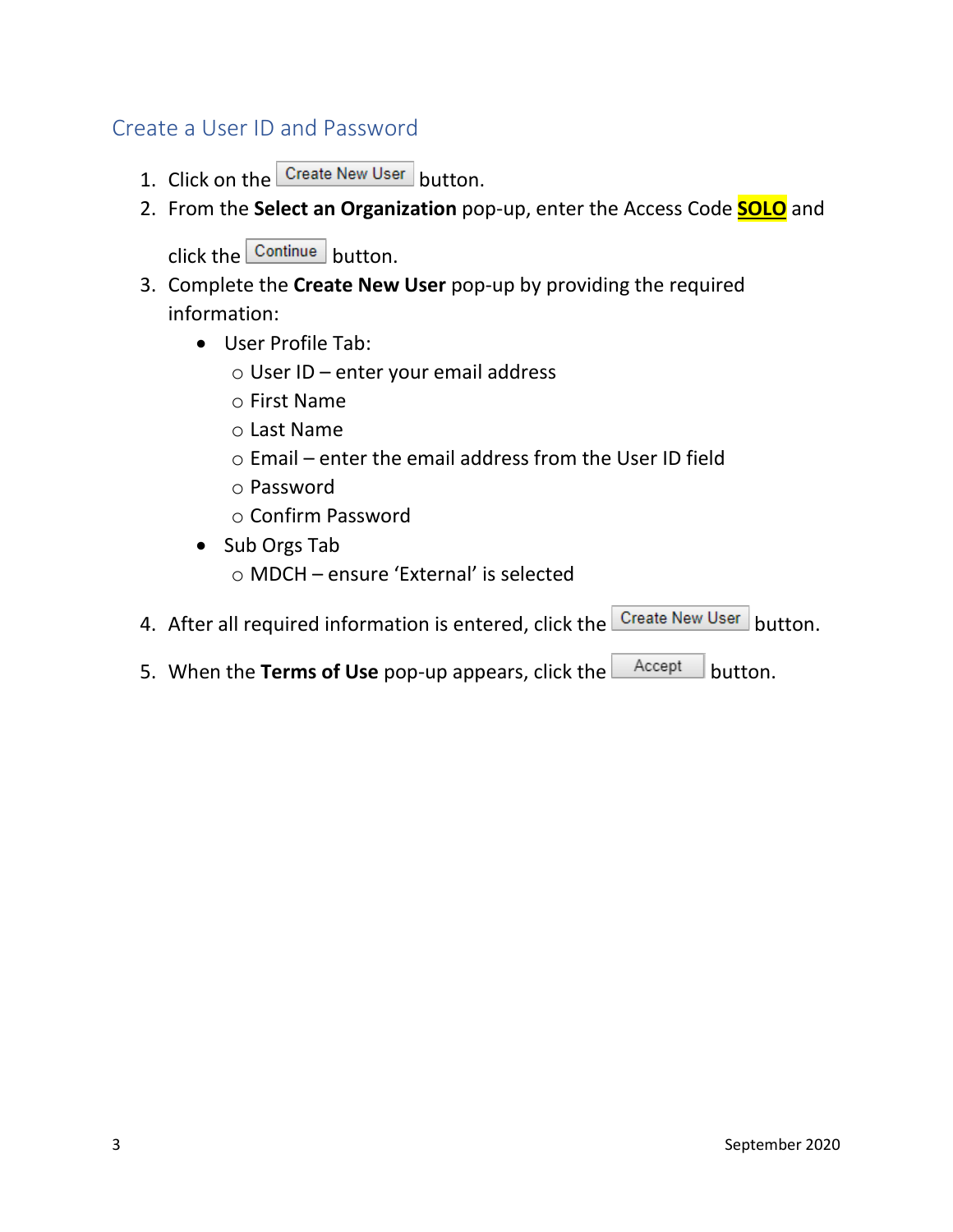## Create a User ID and Password

1. Click on the Create New User button.
2. From the **Select an Organization** pop-up, enter the Access Code **SOLO** and click the Continue button.
3. Complete the **Create New User** pop-up by providing the required information:
   - User Profile Tab:
     - User ID – enter your email address
     - First Name
     - Last Name
     - Email – enter the email address from the User ID field
     - Password
     - Confirm Password
   - Sub Orgs Tab
     - MDCH – ensure 'External' is selected
4. After all required information is entered, click the Create New User button.
5. When the **Terms of Use** pop-up appears, click the Accept button.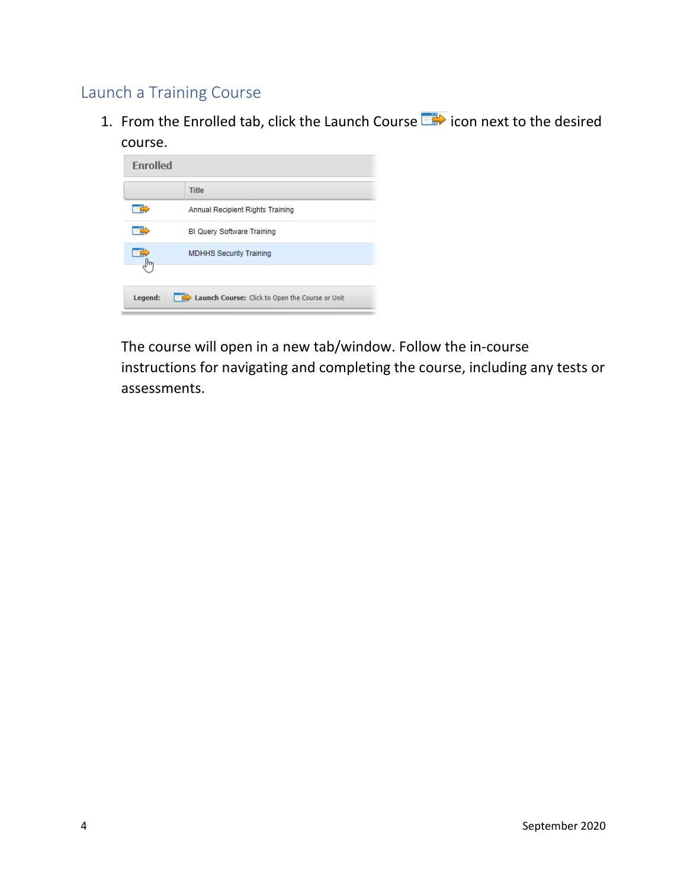## Launch a Training Course

1. From the Enrolled tab, click the Launch Course icon next to the desired course.

   The course will open in a new tab/window. Follow the in-course instructions for navigating and completing the course, including any tests or assessments.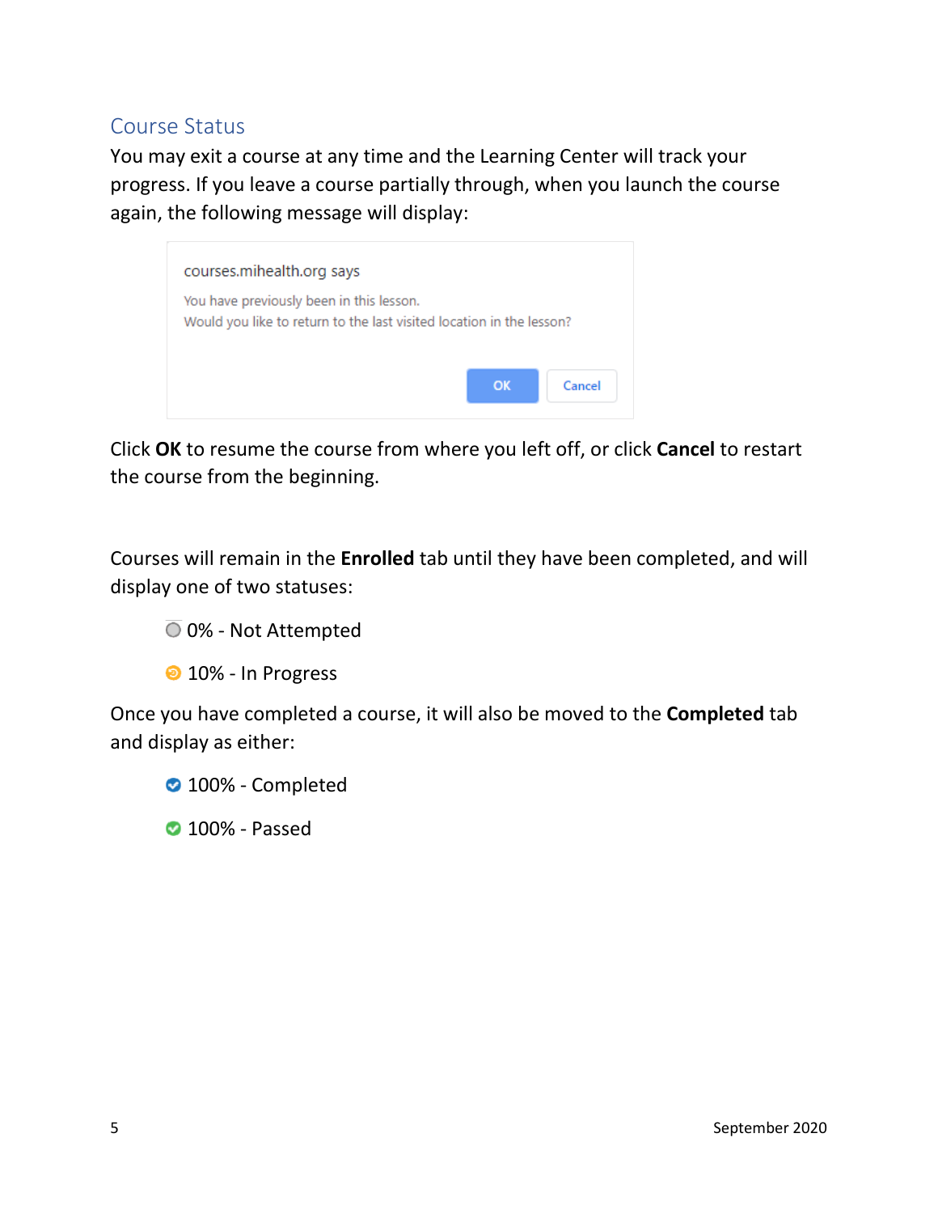## Course Status

You may exit a course at any time and the Learning Center will track your progress. If you leave a course partially through, when you launch the course again, the following message will display:

courses.mihealth.org says

You have previously been in this lesson.
Would you like to return to the last visited location in the lesson?

OK    Cancel

Click **OK** to resume the course from where you left off, or click **Cancel** to restart the course from the beginning.

Courses will remain in the **Enrolled** tab until they have been completed, and will display one of two statuses:

- 0% - Not Attempted
- 10% - In Progress

Once you have completed a course, it will also be moved to the **Completed** tab and display as either:

- 100% - Completed
- 100% - Passed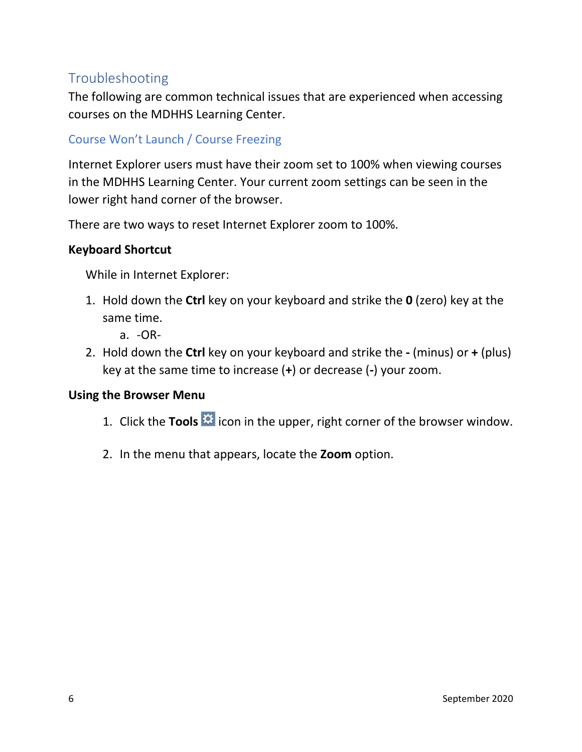## Troubleshooting

The following are common technical issues that are experienced when accessing courses on the MDHHS Learning Center.

### Course Won't Launch / Course Freezing

Internet Explorer users must have their zoom set to 100% when viewing courses in the MDHHS Learning Center. Your current zoom settings can be seen in the lower right hand corner of the browser.

There are two ways to reset Internet Explorer zoom to 100%.

**Keyboard Shortcut**

While in Internet Explorer:

1. Hold down the **Ctrl** key on your keyboard and strike the **0** (zero) key at the same time.
    a. -OR-
2. Hold down the **Ctrl** key on your keyboard and strike the **-** (minus) or **+** (plus) key at the same time to increase (**+**) or decrease (**-**) your zoom.

**Using the Browser Menu**

1. Click the **Tools** icon in the upper, right corner of the browser window.
2. In the menu that appears, locate the **Zoom** option.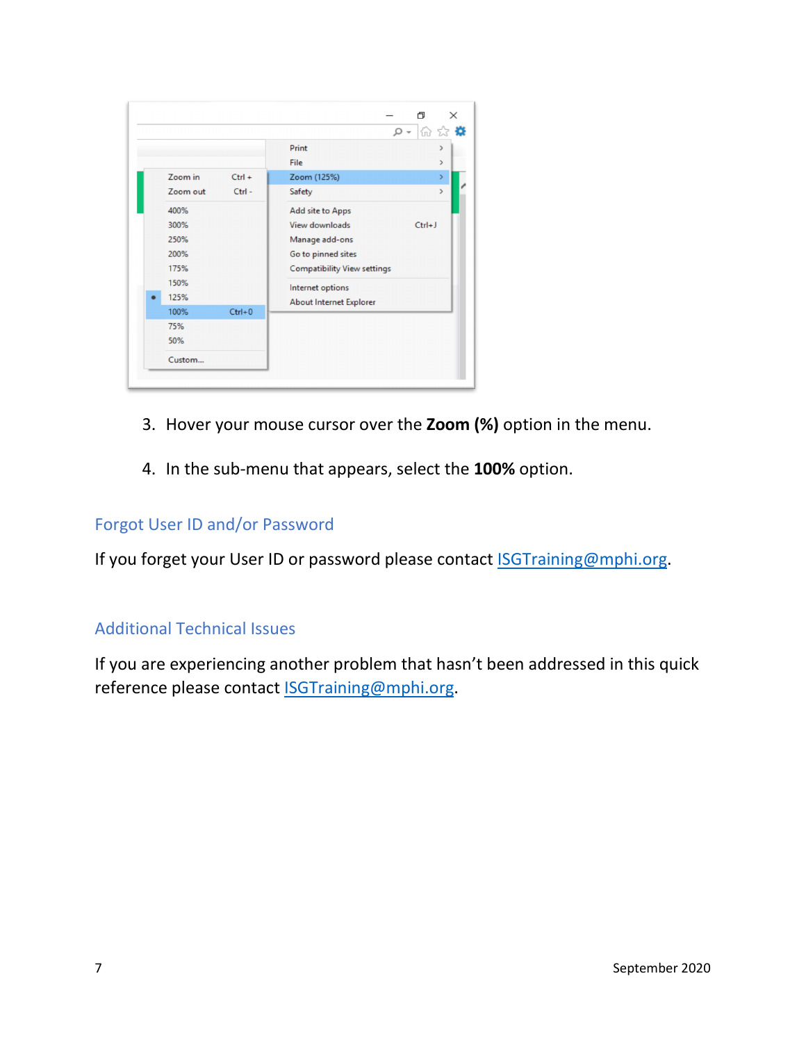3. Hover your mouse cursor over the **Zoom (%)** option in the menu.

4. In the sub-menu that appears, select the **100%** option.

## Forgot User ID and/or Password

If you forget your User ID or password please contact ISGTraining@mphi.org.

## Additional Technical Issues

If you are experiencing another problem that hasn't been addressed in this quick reference please contact ISGTraining@mphi.org.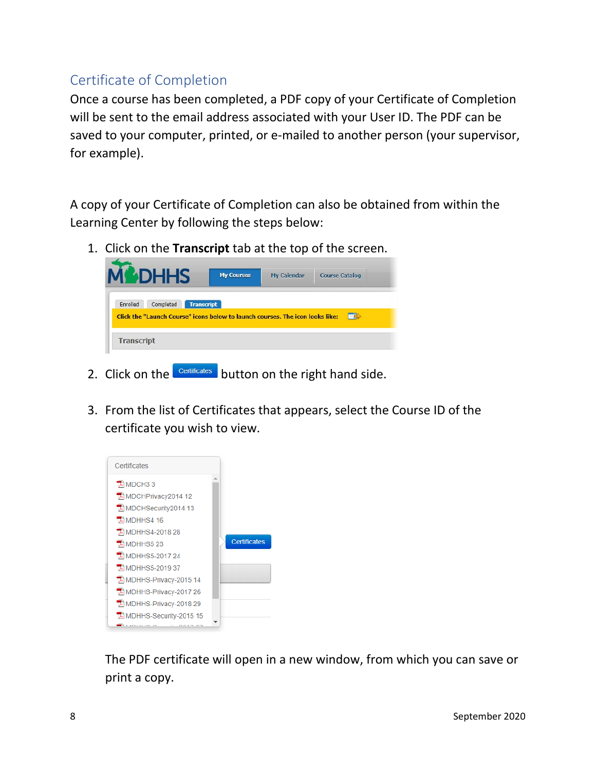## Certificate of Completion

Once a course has been completed, a PDF copy of your Certificate of Completion will be sent to the email address associated with your User ID. The PDF can be saved to your computer, printed, or e-mailed to another person (your supervisor, for example).

A copy of your Certificate of Completion can also be obtained from within the Learning Center by following the steps below:

1. Click on the **Transcript** tab at the top of the screen.
2. Click on the Certificates button on the right hand side.
3. From the list of Certificates that appears, select the Course ID of the certificate you wish to view.

The PDF certificate will open in a new window, from which you can save or print a copy.